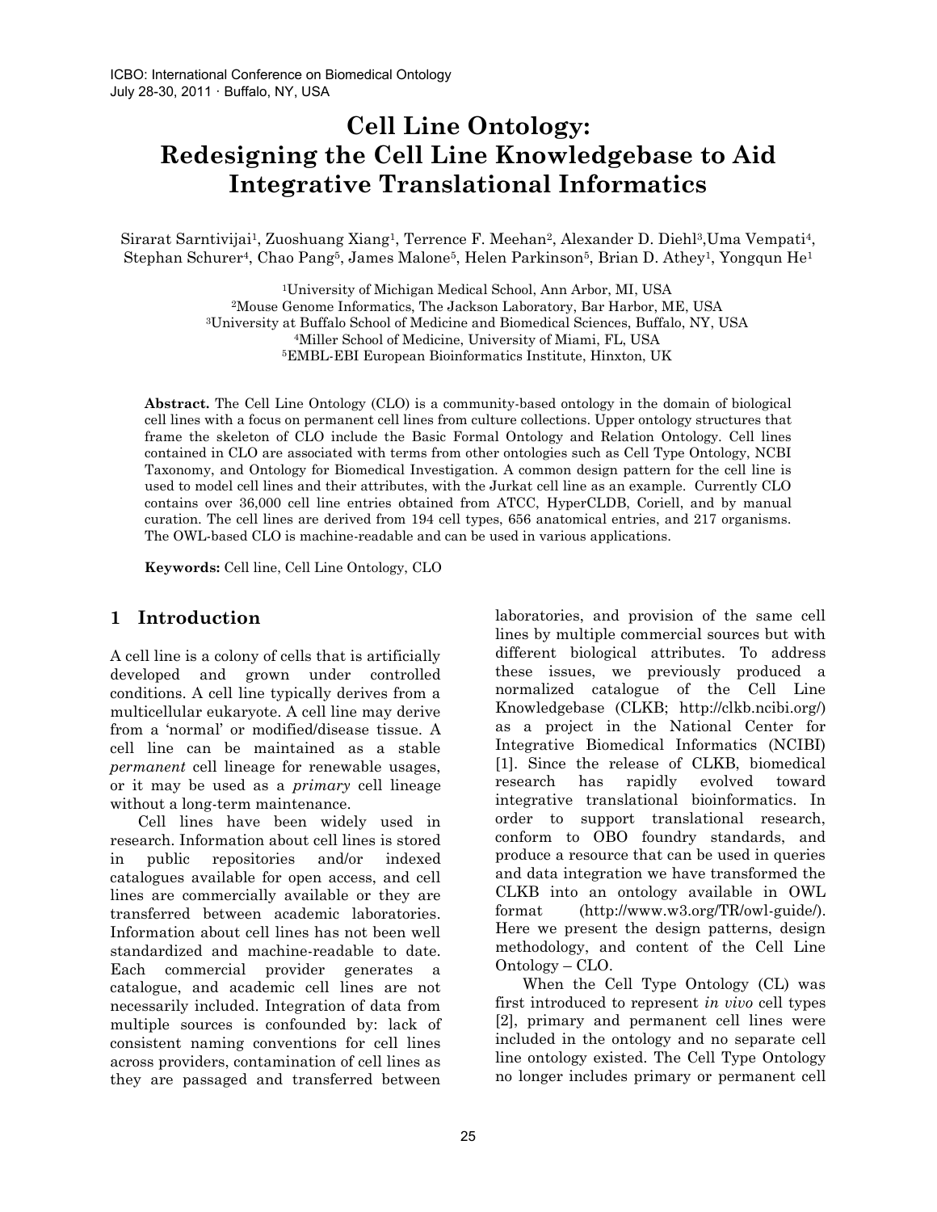# Cell Line Ontology: Redesigning the Cell Line Knowledgebase to Aid Integrative Translational Informatics

Sirarat Sarntivijai[1], Zuoshuang Xiang[1], Terrence F. Meehan[2], Alexander D. Diehl[3], Uma Vempati[4], Stephan Schurer[4], Chao Pang[5], James Malone[5], Helen Parkinson[5], Brian D. Athey[1], Yongqun He[1]

[1]University of Michigan Medical School, Ann Arbor, MI, USA
[2]Mouse Genome Informatics, The Jackson Laboratory, Bar Harbor, ME, USA
[3]University at Buffalo School of Medicine and Biomedical Sciences, Buffalo, NY, USA
[4]Miller School of Medicine, University of Miami, FL, USA
[5]EMBL-EBI European Bioinformatics Institute, Hinxton, UK

**Abstract.** The Cell Line Ontology (CLO) is a community-based ontology in the domain of biological cell lines with a focus on permanent cell lines from culture collections. Upper ontology structures that frame the skeleton of CLO include the Basic Formal Ontology and Relation Ontology. Cell lines contained in CLO are associated with terms from other ontologies such as Cell Type Ontology, NCBI Taxonomy, and Ontology for Biomedical Investigation. A common design pattern for the cell line is used to model cell lines and their attributes, with the Jurkat cell line as an example. Currently CLO contains over 36,000 cell line entries obtained from ATCC, HyperCLDB, Coriell, and by manual curation. The cell lines are derived from 194 cell types, 656 anatomical entries, and 217 organisms. The OWL-based CLO is machine-readable and can be used in various applications.

**Keywords:** Cell line, Cell Line Ontology, CLO

## 1 Introduction

A cell line is a colony of cells that is artificially developed and grown under controlled conditions. A cell line typically derives from a multicellular eukaryote. A cell line may derive from a 'normal' or modified/disease tissue. A cell line can be maintained as a stable *permanent* cell lineage for renewable usages, or it may be used as a *primary* cell lineage without a long-term maintenance.

Cell lines have been widely used in research. Information about cell lines is stored in public repositories and/or indexed catalogues available for open access, and cell lines are commercially available or they are transferred between academic laboratories. Information about cell lines has not been well standardized and machine-readable to date. Each commercial provider generates a catalogue, and academic cell lines are not necessarily included. Integration of data from multiple sources is confounded by: lack of consistent naming conventions for cell lines across providers, contamination of cell lines as they are passaged and transferred between laboratories, and provision of the same cell lines by multiple commercial sources but with different biological attributes. To address these issues, we previously produced a normalized catalogue of the Cell Line Knowledgebase (CLKB; http://clkb.ncibi.org/) as a project in the National Center for Integrative Biomedical Informatics (NCIBI) [1]. Since the release of CLKB, biomedical research has rapidly evolved toward integrative translational bioinformatics. In order to support translational research, conform to OBO foundry standards, and produce a resource that can be used in queries and data integration we have transformed the CLKB into an ontology available in OWL format (http://www.w3.org/TR/owl-guide/). Here we present the design patterns, design methodology, and content of the Cell Line Ontology – CLO.

When the Cell Type Ontology (CL) was first introduced to represent *in vivo* cell types [2], primary and permanent cell lines were included in the ontology and no separate cell line ontology existed. The Cell Type Ontology no longer includes primary or permanent cell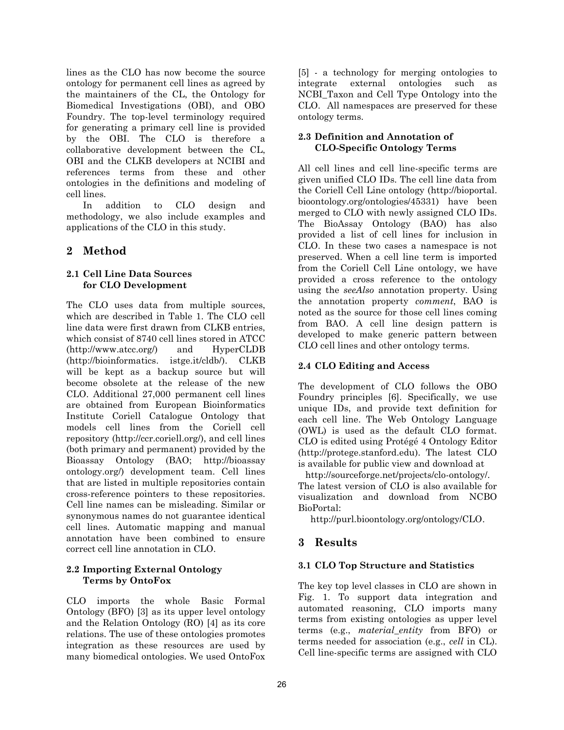lines as the CLO has now become the source ontology for permanent cell lines as agreed by the maintainers of the CL, the Ontology for Biomedical Investigations (OBI), and OBO Foundry. The top-level terminology required for generating a primary cell line is provided by the OBI. The CLO is therefore a collaborative development between the CL, OBI and the CLKB developers at NCIBI and references terms from these and other ontologies in the definitions and modeling of cell lines.

In addition to CLO design and methodology, we also include examples and applications of the CLO in this study.

## 2 Method

### 2.1 Cell Line Data Sources for CLO Development

The CLO uses data from multiple sources, which are described in Table 1. The CLO cell line data were first drawn from CLKB entries, which consist of 8740 cell lines stored in ATCC (http://www.atcc.org/) and HyperCLDB (http://bioinformatics. istge.it/cldb/). CLKB will be kept as a backup source but will become obsolete at the release of the new CLO. Additional 27,000 permanent cell lines are obtained from European Bioinformatics Institute Coriell Catalogue Ontology that models cell lines from the Coriell cell repository (http://ccr.coriell.org/), and cell lines (both primary and permanent) provided by the Bioassay Ontology (BAO; http://bioassay ontology.org/) development team. Cell lines that are listed in multiple repositories contain cross-reference pointers to these repositories. Cell line names can be misleading. Similar or synonymous names do not guarantee identical cell lines. Automatic mapping and manual annotation have been combined to ensure correct cell line annotation in CLO.

### 2.2 Importing External Ontology Terms by OntoFox

CLO imports the whole Basic Formal Ontology (BFO) [3] as its upper level ontology and the Relation Ontology (RO) [4] as its core relations. The use of these ontologies promotes integration as these resources are used by many biomedical ontologies. We used OntoFox [5] - a technology for merging ontologies to integrate external ontologies such as NCBI_Taxon and Cell Type Ontology into the CLO. All namespaces are preserved for these ontology terms.

### 2.3 Definition and Annotation of CLO-Specific Ontology Terms

All cell lines and cell line-specific terms are given unified CLO IDs. The cell line data from the Coriell Cell Line ontology (http://bioportal. bioontology.org/ontologies/45331) have been merged to CLO with newly assigned CLO IDs. The BioAssay Ontology (BAO) has also provided a list of cell lines for inclusion in CLO. In these two cases a namespace is not preserved. When a cell line term is imported from the Coriell Cell Line ontology, we have provided a cross reference to the ontology using the *seeAlso* annotation property. Using the annotation property *comment*, BAO is noted as the source for those cell lines coming from BAO. A cell line design pattern is developed to make generic pattern between CLO cell lines and other ontology terms.

### 2.4 CLO Editing and Access

The development of CLO follows the OBO Foundry principles [6]. Specifically, we use unique IDs, and provide text definition for each cell line. The Web Ontology Language (OWL) is used as the default CLO format. CLO is edited using Protégé 4 Ontology Editor (http://protege.stanford.edu). The latest CLO is available for public view and download at

http://sourceforge.net/projects/clo-ontology/.

The latest version of CLO is also available for visualization and download from NCBO BioPortal:

http://purl.bioontology.org/ontology/CLO.

## 3 Results

### 3.1 CLO Top Structure and Statistics

The key top level classes in CLO are shown in Fig. 1. To support data integration and automated reasoning, CLO imports many terms from existing ontologies as upper level terms (e.g., *material_entity* from BFO) or terms needed for association (e.g., *cell* in CL). Cell line-specific terms are assigned with CLO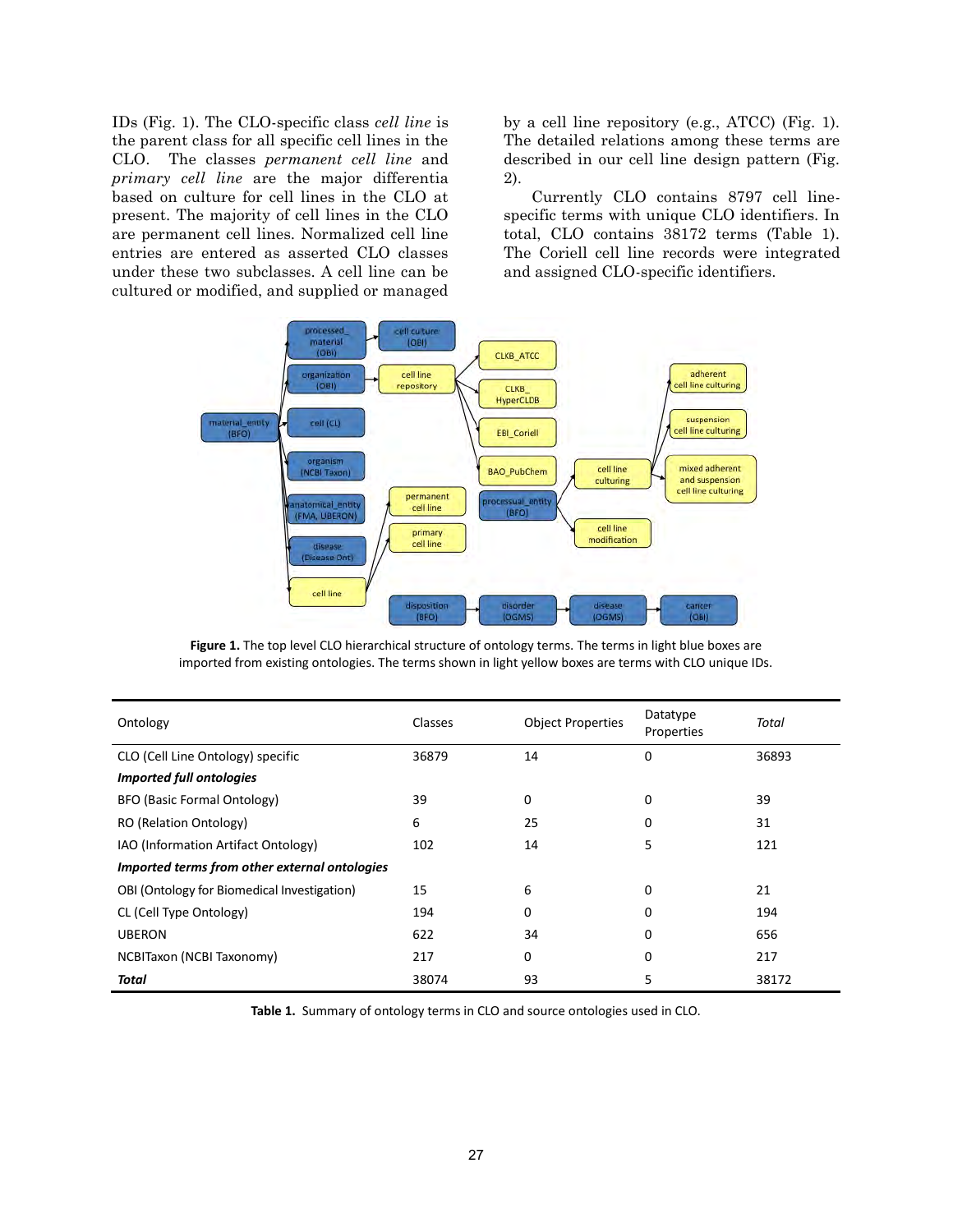IDs (Fig. 1). The CLO-specific class *cell line* is the parent class for all specific cell lines in the CLO. The classes *permanent cell line* and *primary cell line* are the major differentia based on culture for cell lines in the CLO at present. The majority of cell lines in the CLO are permanent cell lines. Normalized cell line entries are entered as asserted CLO classes under these two subclasses. A cell line can be cultured or modified, and supplied or managed by a cell line repository (e.g., ATCC) (Fig. 1). The detailed relations among these terms are described in our cell line design pattern (Fig. 2).

Currently CLO contains 8797 cell line-specific terms with unique CLO identifiers. In total, CLO contains 38172 terms (Table 1). The Coriell cell line records were integrated and assigned CLO-specific identifiers.

**Figure 1.** The top level CLO hierarchical structure of ontology terms. The terms in light blue boxes are imported from existing ontologies. The terms shown in light yellow boxes are terms with CLO unique IDs.

| Ontology | Classes | Object Properties | Datatype Properties | *Total* |
|---|---|---|---|---|
| CLO (Cell Line Ontology) specific | 36879 | 14 | 0 | 36893 |
| ***Imported full ontologies*** | | | | |
| BFO (Basic Formal Ontology) | 39 | 0 | 0 | 39 |
| RO (Relation Ontology) | 6 | 25 | 0 | 31 |
| IAO (Information Artifact Ontology) | 102 | 14 | 5 | 121 |
| ***Imported terms from other external ontologies*** | | | | |
| OBI (Ontology for Biomedical Investigation) | 15 | 6 | 0 | 21 |
| CL (Cell Type Ontology) | 194 | 0 | 0 | 194 |
| UBERON | 622 | 34 | 0 | 656 |
| NCBITaxon (NCBI Taxonomy) | 217 | 0 | 0 | 217 |
| ***Total*** | 38074 | 93 | 5 | 38172 |

**Table 1.** Summary of ontology terms in CLO and source ontologies used in CLO.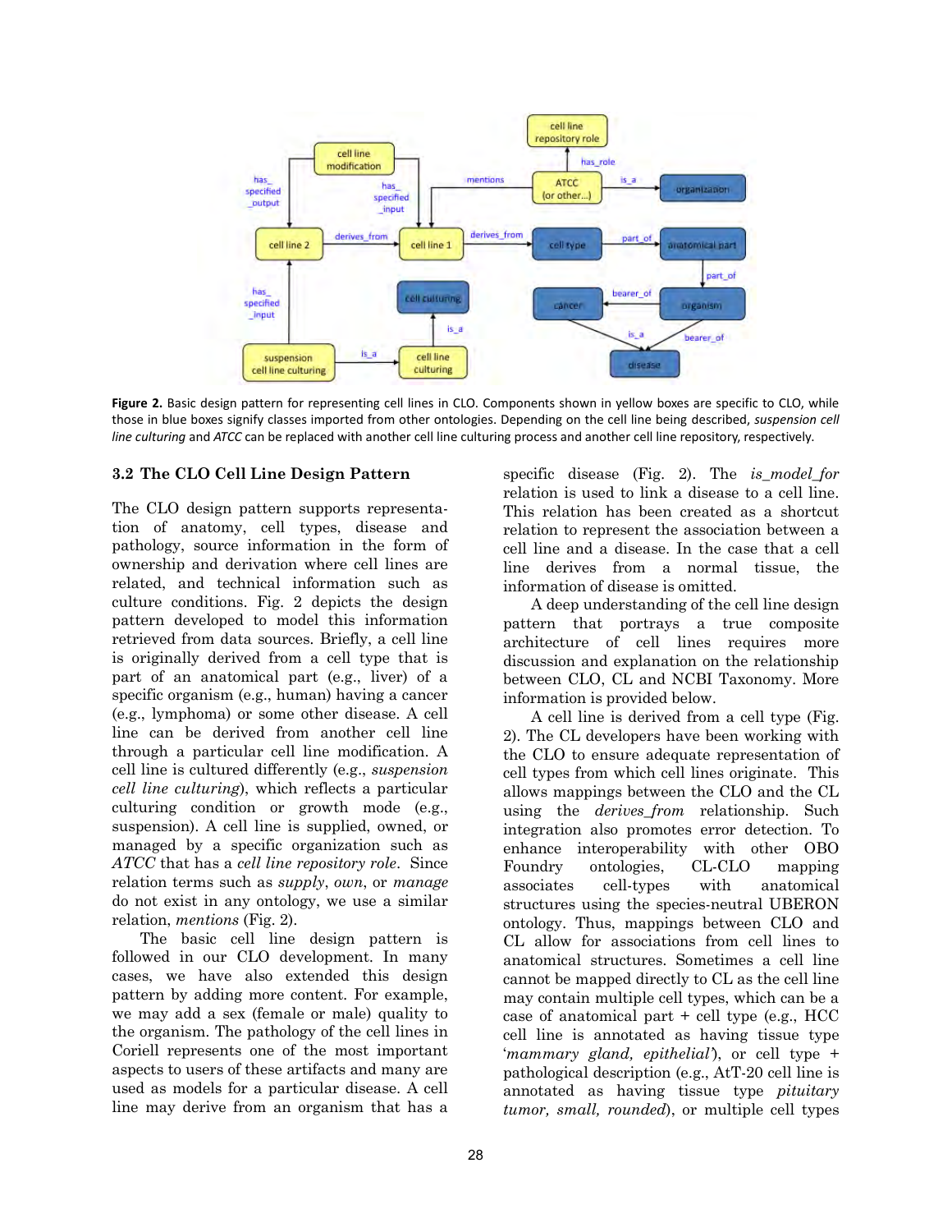**Figure 2.** Basic design pattern for representing cell lines in CLO. Components shown in yellow boxes are specific to CLO, while those in blue boxes signify classes imported from other ontologies. Depending on the cell line being described, *suspension cell line culturing* and *ATCC* can be replaced with another cell line culturing process and another cell line repository, respectively.

### 3.2 The CLO Cell Line Design Pattern

The CLO design pattern supports representation of anatomy, cell types, disease and pathology, source information in the form of ownership and derivation where cell lines are related, and technical information such as culture conditions. Fig. 2 depicts the design pattern developed to model this information retrieved from data sources. Briefly, a cell line is originally derived from a cell type that is part of an anatomical part (e.g., liver) of a specific organism (e.g., human) having a cancer (e.g., lymphoma) or some other disease. A cell line can be derived from another cell line through a particular cell line modification. A cell line is cultured differently (e.g., *suspension cell line culturing*), which reflects a particular culturing condition or growth mode (e.g., suspension). A cell line is supplied, owned, or managed by a specific organization such as *ATCC* that has a *cell line repository role*. Since relation terms such as *supply*, *own*, or *manage* do not exist in any ontology, we use a similar relation, *mentions* (Fig. 2).

The basic cell line design pattern is followed in our CLO development. In many cases, we have also extended this design pattern by adding more content. For example, we may add a sex (female or male) quality to the organism. The pathology of the cell lines in Coriell represents one of the most important aspects to users of these artifacts and many are used as models for a particular disease. A cell line may derive from an organism that has a specific disease (Fig. 2). The *is_model_for* relation is used to link a disease to a cell line. This relation has been created as a shortcut relation to represent the association between a cell line and a disease. In the case that a cell line derives from a normal tissue, the information of disease is omitted.

A deep understanding of the cell line design pattern that portrays a true composite architecture of cell lines requires more discussion and explanation on the relationship between CLO, CL and NCBI Taxonomy. More information is provided below.

A cell line is derived from a cell type (Fig. 2). The CL developers have been working with the CLO to ensure adequate representation of cell types from which cell lines originate. This allows mappings between the CLO and the CL using the *derives_from* relationship. Such integration also promotes error detection. To enhance interoperability with other OBO Foundry ontologies, CL-CLO mapping associates cell-types with anatomical structures using the species-neutral UBERON ontology. Thus, mappings between CLO and CL allow for associations from cell lines to anatomical structures. Sometimes a cell line cannot be mapped directly to CL as the cell line may contain multiple cell types, which can be a case of anatomical part + cell type (e.g., HCC cell line is annotated as having tissue type '*mammary gland, epithelial*'), or cell type + pathological description (e.g., AtT-20 cell line is annotated as having tissue type *pituitary tumor, small, rounded*), or multiple cell types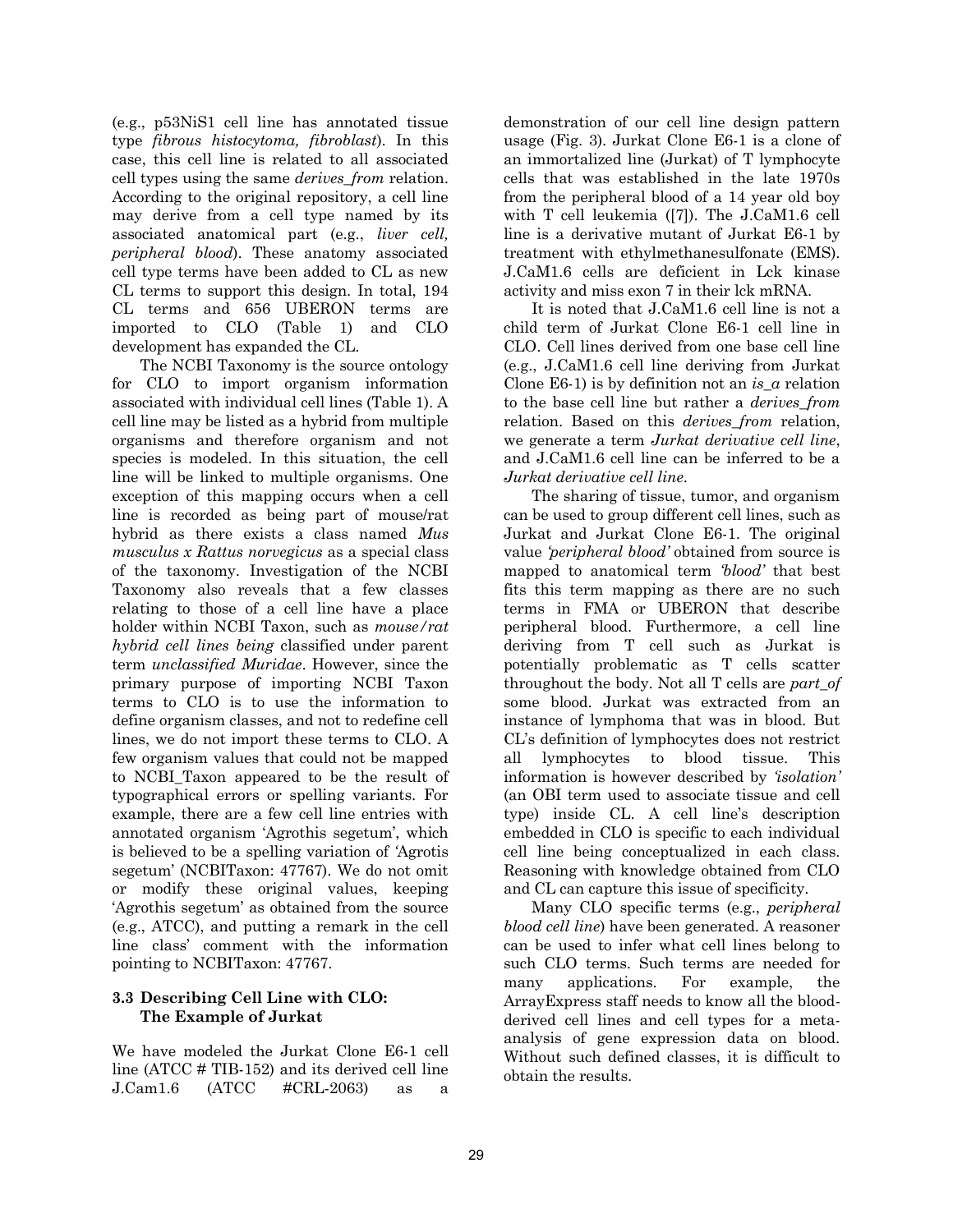(e.g., p53NiS1 cell line has annotated tissue type *fibrous histocytoma, fibroblast*). In this case, this cell line is related to all associated cell types using the same *derives_from* relation. According to the original repository, a cell line may derive from a cell type named by its associated anatomical part (e.g., *liver cell, peripheral blood*). These anatomy associated cell type terms have been added to CL as new CL terms to support this design. In total, 194 CL terms and 656 UBERON terms are imported to CLO (Table 1) and CLO development has expanded the CL.

The NCBI Taxonomy is the source ontology for CLO to import organism information associated with individual cell lines (Table 1). A cell line may be listed as a hybrid from multiple organisms and therefore organism and not species is modeled. In this situation, the cell line will be linked to multiple organisms. One exception of this mapping occurs when a cell line is recorded as being part of mouse/rat hybrid as there exists a class named *Mus musculus x Rattus norvegicus* as a special class of the taxonomy. Investigation of the NCBI Taxonomy also reveals that a few classes relating to those of a cell line have a place holder within NCBI Taxon, such as *mouse/rat hybrid cell lines being* classified under parent term *unclassified Muridae*. However, since the primary purpose of importing NCBI Taxon terms to CLO is to use the information to define organism classes, and not to redefine cell lines, we do not import these terms to CLO. A few organism values that could not be mapped to NCBI_Taxon appeared to be the result of typographical errors or spelling variants. For example, there are a few cell line entries with annotated organism 'Agrothis segetum', which is believed to be a spelling variation of 'Agrotis segetum' (NCBITaxon: 47767). We do not omit or modify these original values, keeping 'Agrothis segetum' as obtained from the source (e.g., ATCC), and putting a remark in the cell line class' comment with the information pointing to NCBITaxon: 47767.

### 3.3 Describing Cell Line with CLO: The Example of Jurkat

We have modeled the Jurkat Clone E6-1 cell line (ATCC # TIB-152) and its derived cell line J.Cam1.6 (ATCC #CRL-2063) as a demonstration of our cell line design pattern usage (Fig. 3). Jurkat Clone E6-1 is a clone of an immortalized line (Jurkat) of T lymphocyte cells that was established in the late 1970s from the peripheral blood of a 14 year old boy with T cell leukemia ([7]). The J.CaM1.6 cell line is a derivative mutant of Jurkat E6-1 by treatment with ethylmethanesulfonate (EMS). J.CaM1.6 cells are deficient in Lck kinase activity and miss exon 7 in their lck mRNA.

It is noted that J.CaM1.6 cell line is not a child term of Jurkat Clone E6-1 cell line in CLO. Cell lines derived from one base cell line (e.g., J.CaM1.6 cell line deriving from Jurkat Clone E6-1) is by definition not an *is_a* relation to the base cell line but rather a *derives_from* relation. Based on this *derives_from* relation, we generate a term *Jurkat derivative cell line*, and J.CaM1.6 cell line can be inferred to be a *Jurkat derivative cell line*.

The sharing of tissue, tumor, and organism can be used to group different cell lines, such as Jurkat and Jurkat Clone E6-1. The original value *'peripheral blood'* obtained from source is mapped to anatomical term *'blood'* that best fits this term mapping as there are no such terms in FMA or UBERON that describe peripheral blood. Furthermore, a cell line deriving from T cell such as Jurkat is potentially problematic as T cells scatter throughout the body. Not all T cells are *part_of* some blood. Jurkat was extracted from an instance of lymphoma that was in blood. But CL's definition of lymphocytes does not restrict all lymphocytes to blood tissue. This information is however described by *'isolation'* (an OBI term used to associate tissue and cell type) inside CL. A cell line's description embedded in CLO is specific to each individual cell line being conceptualized in each class. Reasoning with knowledge obtained from CLO and CL can capture this issue of specificity.

Many CLO specific terms (e.g., *peripheral blood cell line*) have been generated. A reasoner can be used to infer what cell lines belong to such CLO terms. Such terms are needed for many applications. For example, the ArrayExpress staff needs to know all the blood-derived cell lines and cell types for a meta-analysis of gene expression data on blood. Without such defined classes, it is difficult to obtain the results.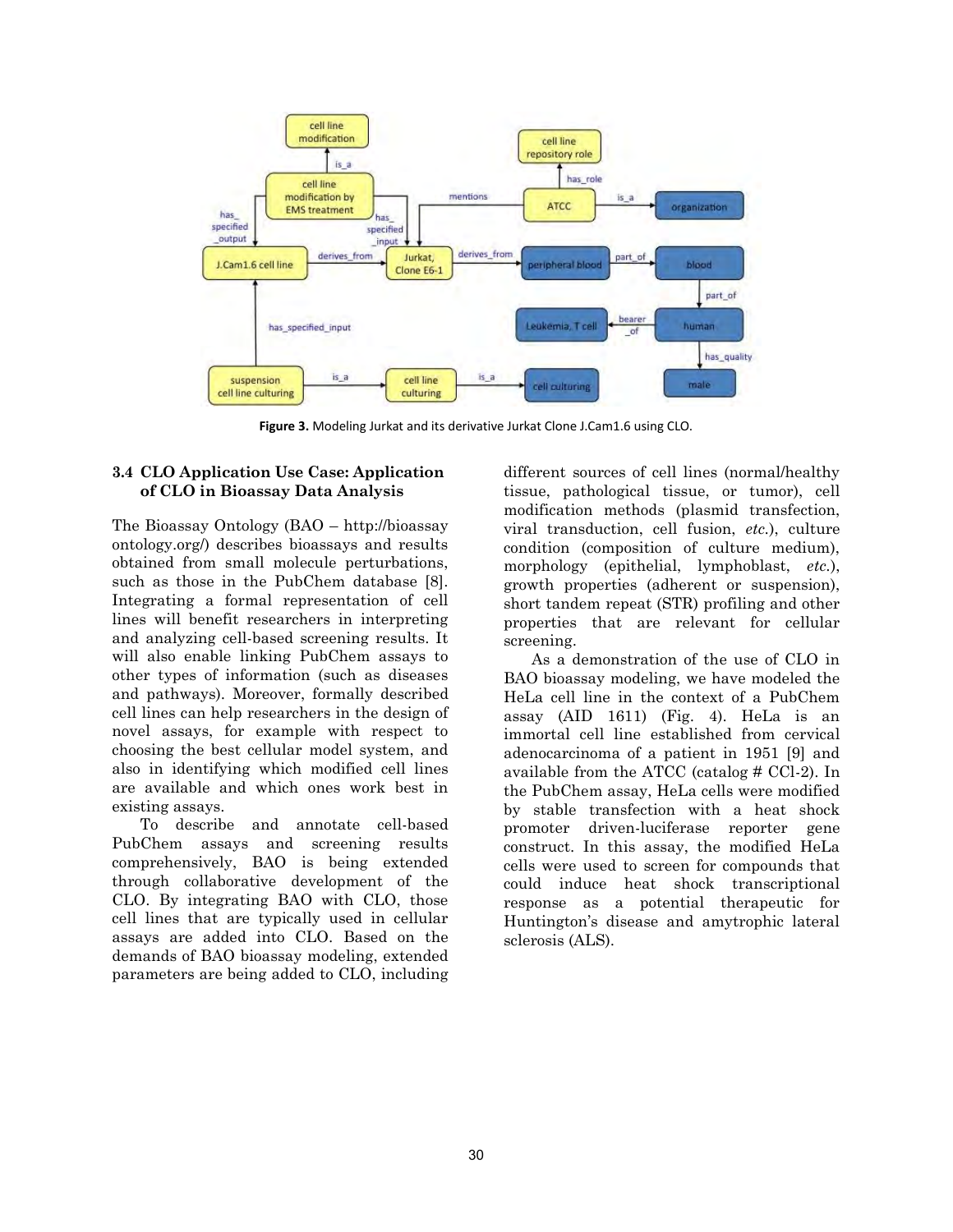cell line modification

is_a

cell line modification by EMS treatment

has_specified_output

has_specified_input

mentions

cell line repository role

has_role

ATCC

is_a

organization

J.Cam1.6 cell line

derives_from

Jurkat, Clone E6-1

derives_from

peripheral blood

part_of

blood

part_of

Leukemia, T cell

bearer_of

human

has_quality

male

has_specified_input

suspension cell line culturing

is_a

cell line culturing

is_a

cell culturing

**Figure 3.** Modeling Jurkat and its derivative Jurkat Clone J.Cam1.6 using CLO.

### 3.4 CLO Application Use Case: Application of CLO in Bioassay Data Analysis

The Bioassay Ontology (BAO – http://bioassayontology.org/) describes bioassays and results obtained from small molecule perturbations, such as those in the PubChem database [8]. Integrating a formal representation of cell lines will benefit researchers in interpreting and analyzing cell-based screening results. It will also enable linking PubChem assays to other types of information (such as diseases and pathways). Moreover, formally described cell lines can help researchers in the design of novel assays, for example with respect to choosing the best cellular model system, and also in identifying which modified cell lines are available and which ones work best in existing assays.

To describe and annotate cell-based PubChem assays and screening results comprehensively, BAO is being extended through collaborative development of the CLO. By integrating BAO with CLO, those cell lines that are typically used in cellular assays are added into CLO. Based on the demands of BAO bioassay modeling, extended parameters are being added to CLO, including different sources of cell lines (normal/healthy tissue, pathological tissue, or tumor), cell modification methods (plasmid transfection, viral transduction, cell fusion, *etc.*), culture condition (composition of culture medium), morphology (epithelial, lymphoblast, *etc.*), growth properties (adherent or suspension), short tandem repeat (STR) profiling and other properties that are relevant for cellular screening.

As a demonstration of the use of CLO in BAO bioassay modeling, we have modeled the HeLa cell line in the context of a PubChem assay (AID 1611) (Fig. 4). HeLa is an immortal cell line established from cervical adenocarcinoma of a patient in 1951 [9] and available from the ATCC (catalog # CCl-2). In the PubChem assay, HeLa cells were modified by stable transfection with a heat shock promoter driven-luciferase reporter gene construct. In this assay, the modified HeLa cells were used to screen for compounds that could induce heat shock transcriptional response as a potential therapeutic for Huntington's disease and amytrophic lateral sclerosis (ALS).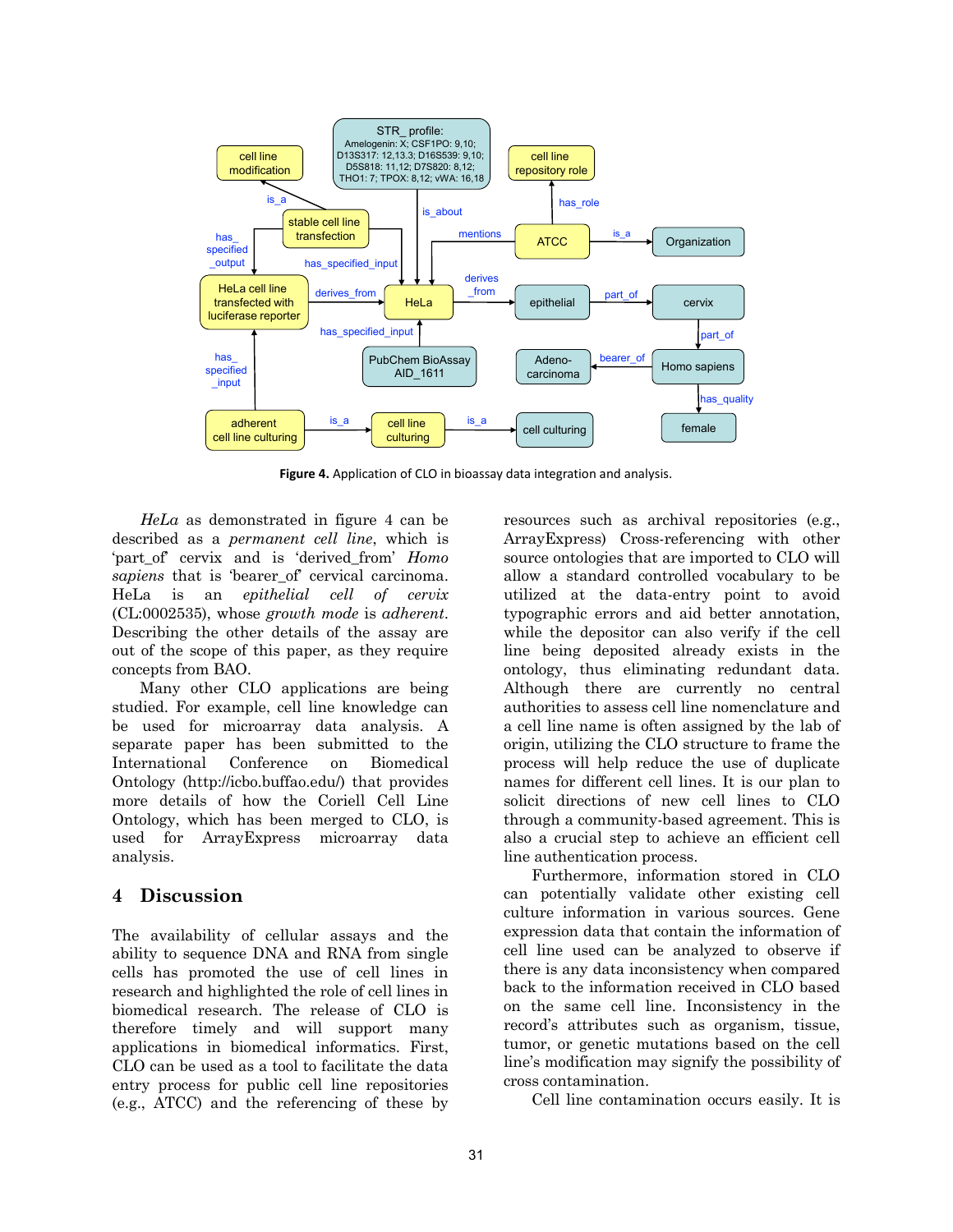STR_ profile:
Amelogenin: X; CSF1PO: 9,10;
D13S317: 12,13.3; D16S539: 9,10;
D5S818: 11,12; D7S820: 8,12;
THO1: 7; TPOX: 8,12; vWA: 16,18

cell line modification

cell line repository role

is_a

is_about

has_role

stable cell line transfection

mentions

ATCC

is_a

Organization

has_ specified _output

has_specified_input

derives _from

HeLa cell line transfected with luciferase reporter

derives_from

HeLa

epithelial

part_of

cervix

has_specified_input

part_of

PubChem BioAssay AID_1611

Adeno-carcinoma

bearer_of

Homo sapiens

has_ specified _input

has_quality

adherent cell line culturing

is_a

cell line culturing

is_a

cell culturing

female

**Figure 4.** Application of CLO in bioassay data integration and analysis.

*HeLa* as demonstrated in figure 4 can be described as a *permanent cell line*, which is 'part_of' cervix and is 'derived_from' *Homo sapiens* that is 'bearer_of' cervical carcinoma. HeLa is an *epithelial cell of cervix* (CL:0002535), whose *growth mode* is *adherent*. Describing the other details of the assay are out of the scope of this paper, as they require concepts from BAO.

Many other CLO applications are being studied. For example, cell line knowledge can be used for microarray data analysis. A separate paper has been submitted to the International Conference on Biomedical Ontology (http://icbo.buffao.edu/) that provides more details of how the Coriell Cell Line Ontology, which has been merged to CLO, is used for ArrayExpress microarray data analysis.

## 4 Discussion

The availability of cellular assays and the ability to sequence DNA and RNA from single cells has promoted the use of cell lines in research and highlighted the role of cell lines in biomedical research. The release of CLO is therefore timely and will support many applications in biomedical informatics. First, CLO can be used as a tool to facilitate the data entry process for public cell line repositories (e.g., ATCC) and the referencing of these by resources such as archival repositories (e.g., ArrayExpress) Cross-referencing with other source ontologies that are imported to CLO will allow a standard controlled vocabulary to be utilized at the data-entry point to avoid typographic errors and aid better annotation, while the depositor can also verify if the cell line being deposited already exists in the ontology, thus eliminating redundant data. Although there are currently no central authorities to assess cell line nomenclature and a cell line name is often assigned by the lab of origin, utilizing the CLO structure to frame the process will help reduce the use of duplicate names for different cell lines. It is our plan to solicit directions of new cell lines to CLO through a community-based agreement. This is also a crucial step to achieve an efficient cell line authentication process.

Furthermore, information stored in CLO can potentially validate other existing cell culture information in various sources. Gene expression data that contain the information of cell line used can be analyzed to observe if there is any data inconsistency when compared back to the information received in CLO based on the same cell line. Inconsistency in the record's attributes such as organism, tissue, tumor, or genetic mutations based on the cell line's modification may signify the possibility of cross contamination.

Cell line contamination occurs easily. It is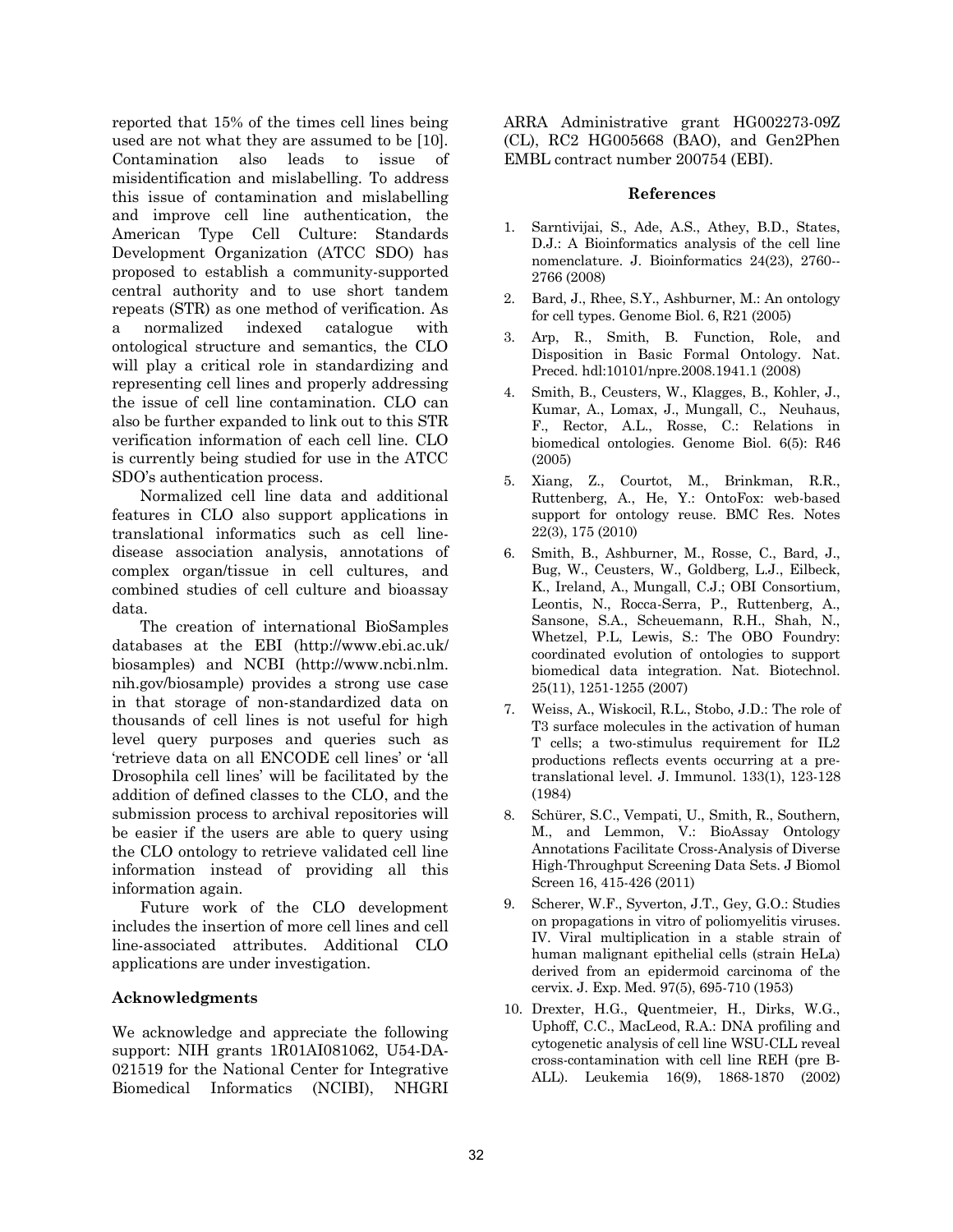reported that 15% of the times cell lines being used are not what they are assumed to be [10]. Contamination also leads to issue of misidentification and mislabelling. To address this issue of contamination and mislabelling and improve cell line authentication, the American Type Cell Culture: Standards Development Organization (ATCC SDO) has proposed to establish a community-supported central authority and to use short tandem repeats (STR) as one method of verification. As a normalized indexed catalogue with ontological structure and semantics, the CLO will play a critical role in standardizing and representing cell lines and properly addressing the issue of cell line contamination. CLO can also be further expanded to link out to this STR verification information of each cell line. CLO is currently being studied for use in the ATCC SDO's authentication process.

Normalized cell line data and additional features in CLO also support applications in translational informatics such as cell line-disease association analysis, annotations of complex organ/tissue in cell cultures, and combined studies of cell culture and bioassay data.

The creation of international BioSamples databases at the EBI (http://www.ebi.ac.uk/biosamples) and NCBI (http://www.ncbi.nlm.nih.gov/biosample) provides a strong use case in that storage of non-standardized data on thousands of cell lines is not useful for high level query purposes and queries such as 'retrieve data on all ENCODE cell lines' or 'all Drosophila cell lines' will be facilitated by the addition of defined classes to the CLO, and the submission process to archival repositories will be easier if the users are able to query using the CLO ontology to retrieve validated cell line information instead of providing all this information again.

Future work of the CLO development includes the insertion of more cell lines and cell line-associated attributes. Additional CLO applications are under investigation.

## Acknowledgments

We acknowledge and appreciate the following support: NIH grants 1R01AI081062, U54-DA-021519 for the National Center for Integrative Biomedical Informatics (NCIBI), NHGRI ARRA Administrative grant HG002273-09Z (CL), RC2 HG005668 (BAO), and Gen2Phen EMBL contract number 200754 (EBI).

## References

1. Sarntivijai, S., Ade, A.S., Athey, B.D., States, D.J.: A Bioinformatics analysis of the cell line nomenclature. J. Bioinformatics 24(23), 2760--2766 (2008)
2. Bard, J., Rhee, S.Y., Ashburner, M.: An ontology for cell types. Genome Biol. 6, R21 (2005)
3. Arp, R., Smith, B. Function, Role, and Disposition in Basic Formal Ontology. Nat. Preced. hdl:10101/npre.2008.1941.1 (2008)
4. Smith, B., Ceusters, W., Klagges, B., Kohler, J., Kumar, A., Lomax, J., Mungall, C., Neuhaus, F., Rector, A.L., Rosse, C.: Relations in biomedical ontologies. Genome Biol. 6(5): R46 (2005)
5. Xiang, Z., Courtot, M., Brinkman, R.R., Ruttenberg, A., He, Y.: OntoFox: web-based support for ontology reuse. BMC Res. Notes 22(3), 175 (2010)
6. Smith, B., Ashburner, M., Rosse, C., Bard, J., Bug, W., Ceusters, W., Goldberg, L.J., Eilbeck, K., Ireland, A., Mungall, C.J.; OBI Consortium, Leontis, N., Rocca-Serra, P., Ruttenberg, A., Sansone, S.A., Scheuemann, R.H., Shah, N., Whetzel, P.L, Lewis, S.: The OBO Foundry: coordinated evolution of ontologies to support biomedical data integration. Nat. Biotechnol. 25(11), 1251-1255 (2007)
7. Weiss, A., Wiskocil, R.L., Stobo, J.D.: The role of T3 surface molecules in the activation of human T cells; a two-stimulus requirement for IL2 productions reflects events occurring at a pre-translational level. J. Immunol. 133(1), 123-128 (1984)
8. Schürer, S.C., Vempati, U., Smith, R., Southern, M., and Lemmon, V.: BioAssay Ontology Annotations Facilitate Cross-Analysis of Diverse High-Throughput Screening Data Sets. J Biomol Screen 16, 415-426 (2011)
9. Scherer, W.F., Syverton, J.T., Gey, G.O.: Studies on propagations in vitro of poliomyelitis viruses. IV. Viral multiplication in a stable strain of human malignant epithelial cells (strain HeLa) derived from an epidermoid carcinoma of the cervix. J. Exp. Med. 97(5), 695-710 (1953)
10. Drexter, H.G., Quentmeier, H., Dirks, W.G., Uphoff, C.C., MacLeod, R.A.: DNA profiling and cytogenetic analysis of cell line WSU-CLL reveal cross-contamination with cell line REH (pre B-ALL). Leukemia 16(9), 1868-1870 (2002)